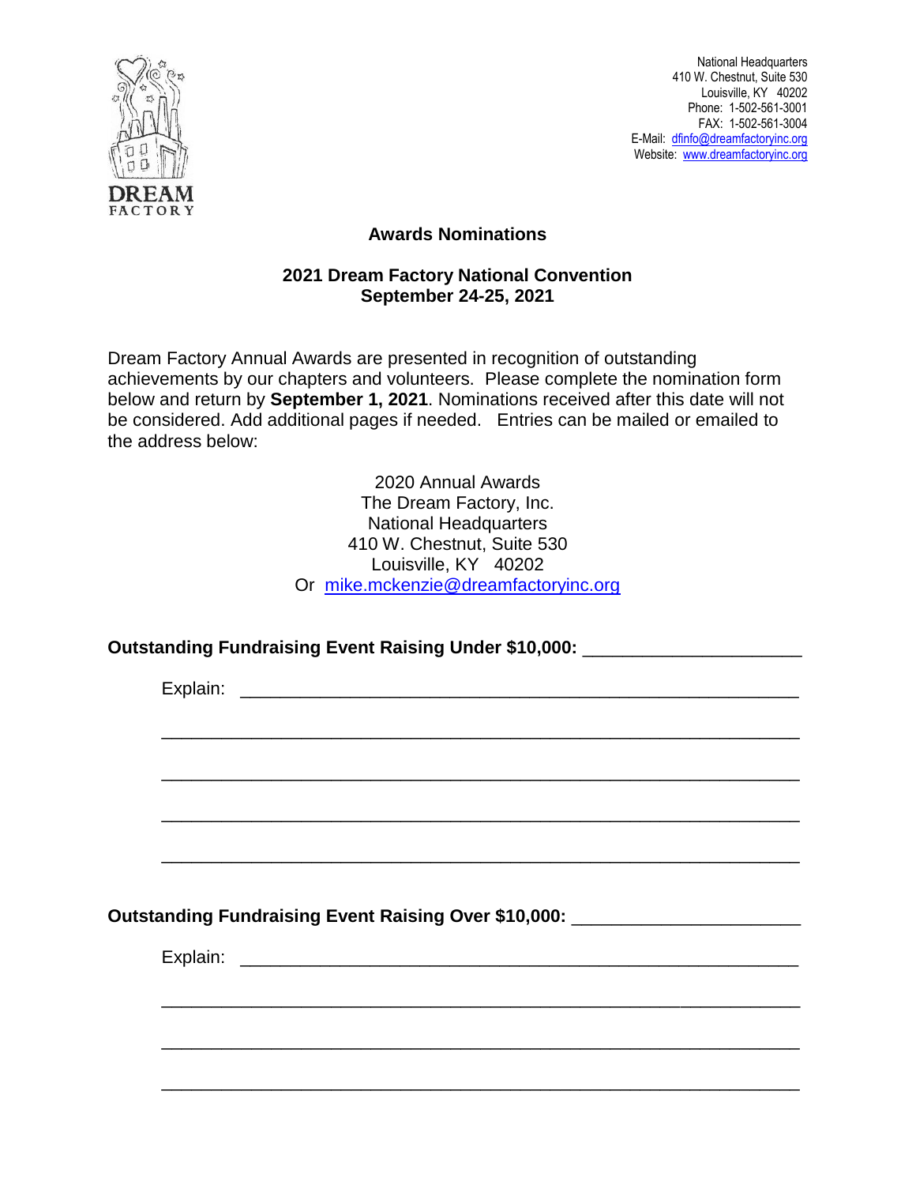DREAM FACTORY

National Headquarters
410 W. Chestnut, Suite 530
Louisville, KY 40202
Phone: 1-502-561-3001
FAX: 1-502-561-3004
E-Mail: dfinfo@dreamfactoryinc.org
Website: www.dreamfactoryinc.org

## Awards Nominations

### 2021 Dream Factory National Convention
### September 24-25, 2021

Dream Factory Annual Awards are presented in recognition of outstanding achievements by our chapters and volunteers. Please complete the nomination form below and return by **September 1, 2021**. Nominations received after this date will not be considered. Add additional pages if needed. Entries can be mailed or emailed to the address below:

2020 Annual Awards
The Dream Factory, Inc.
National Headquarters
410 W. Chestnut, Suite 530
Louisville, KY 40202
Or mike.mckenzie@dreamfactoryinc.org

**Outstanding Fundraising Event Raising Under $10,000:** ______________________

Explain: ____________________________________________________________

_____________________________________________________________________

_____________________________________________________________________

_____________________________________________________________________

_____________________________________________________________________

**Outstanding Fundraising Event Raising Over $10,000:** ______________________

Explain: ____________________________________________________________

_____________________________________________________________________

_____________________________________________________________________

_____________________________________________________________________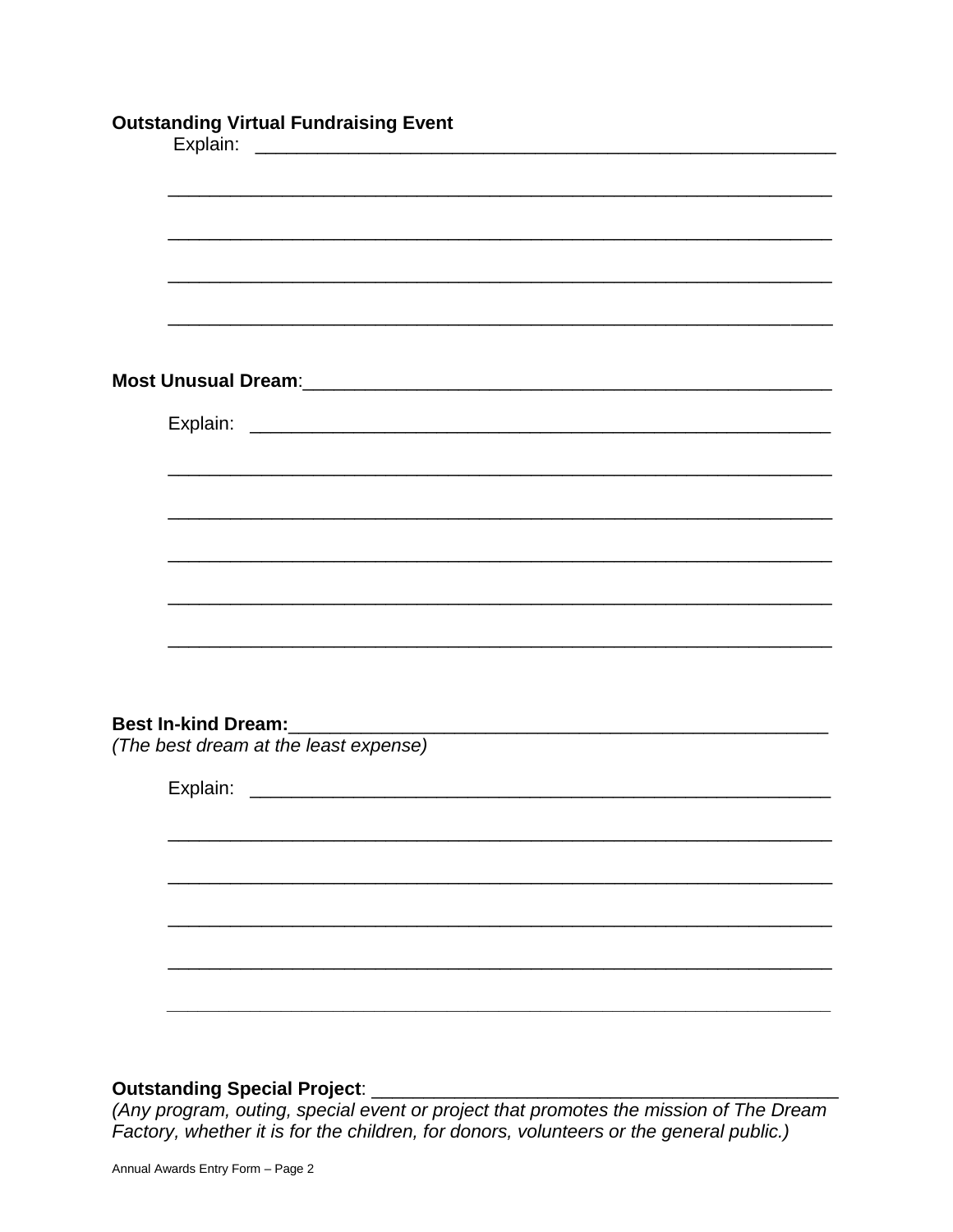**Outstanding Virtual Fundraising Event**

Explain: ________________________________________________________

________________________________________________________________

________________________________________________________________

________________________________________________________________

________________________________________________________________

**Most Unusual Dream**:________________________________________________

Explain: ________________________________________________________

________________________________________________________________

________________________________________________________________

________________________________________________________________

________________________________________________________________

________________________________________________________________

**Best In-kind Dream:**_______________________________________________

*(The best dream at the least expense)*

Explain: ________________________________________________________

________________________________________________________________

________________________________________________________________

________________________________________________________________

________________________________________________________________

________________________________________________________________

**Outstanding Special Project**: ________________________________________

*(Any program, outing, special event or project that promotes the mission of The Dream Factory, whether it is for the children, for donors, volunteers or the general public.)*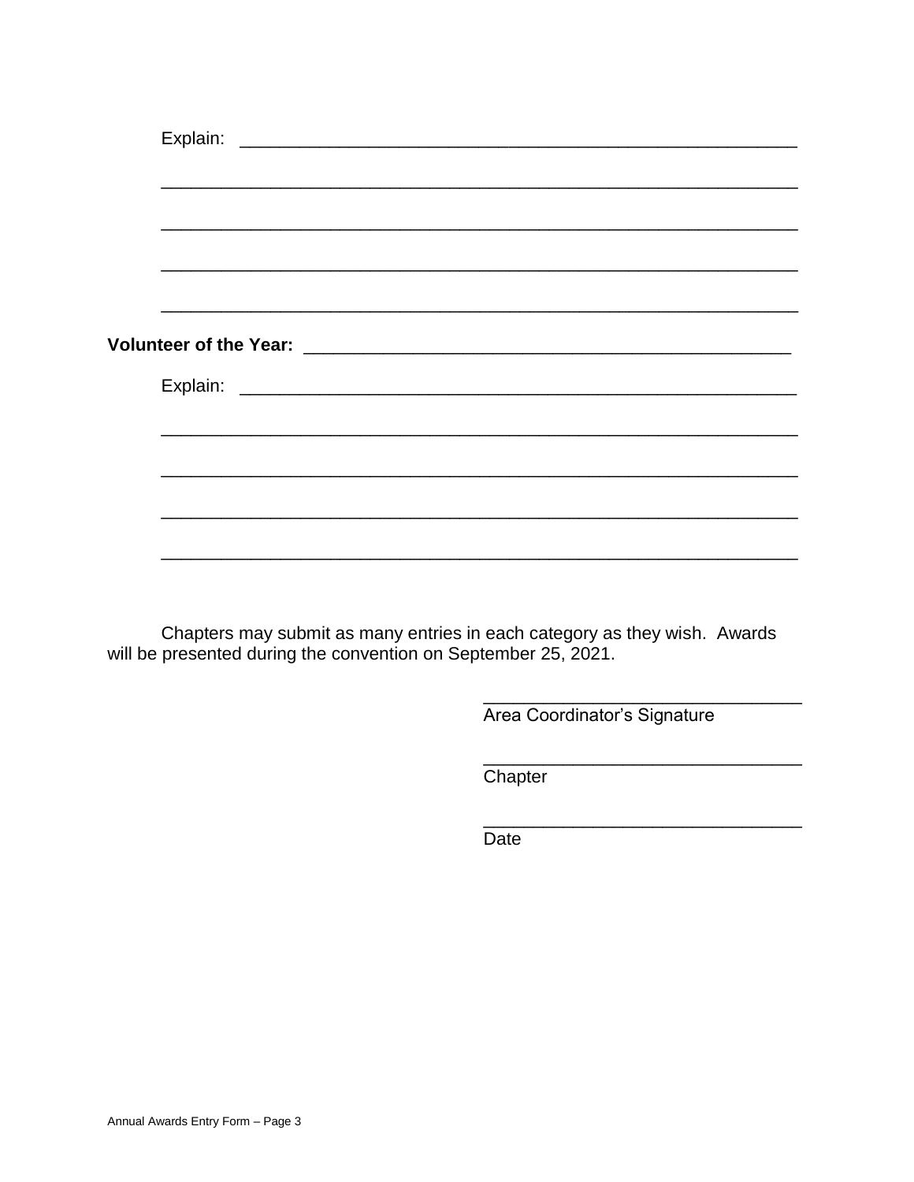Explain: ________________________________________________________

________________________________________________________________

________________________________________________________________

________________________________________________________________

________________________________________________________________

**Volunteer of the Year:** ______________________________________________

Explain: ________________________________________________________

________________________________________________________________

________________________________________________________________

________________________________________________________________

________________________________________________________________

Chapters may submit as many entries in each category as they wish. Awards will be presented during the convention on September 25, 2021.

______________________________
Area Coordinator's Signature

______________________________
Chapter

______________________________
Date

Annual Awards Entry Form – Page 3